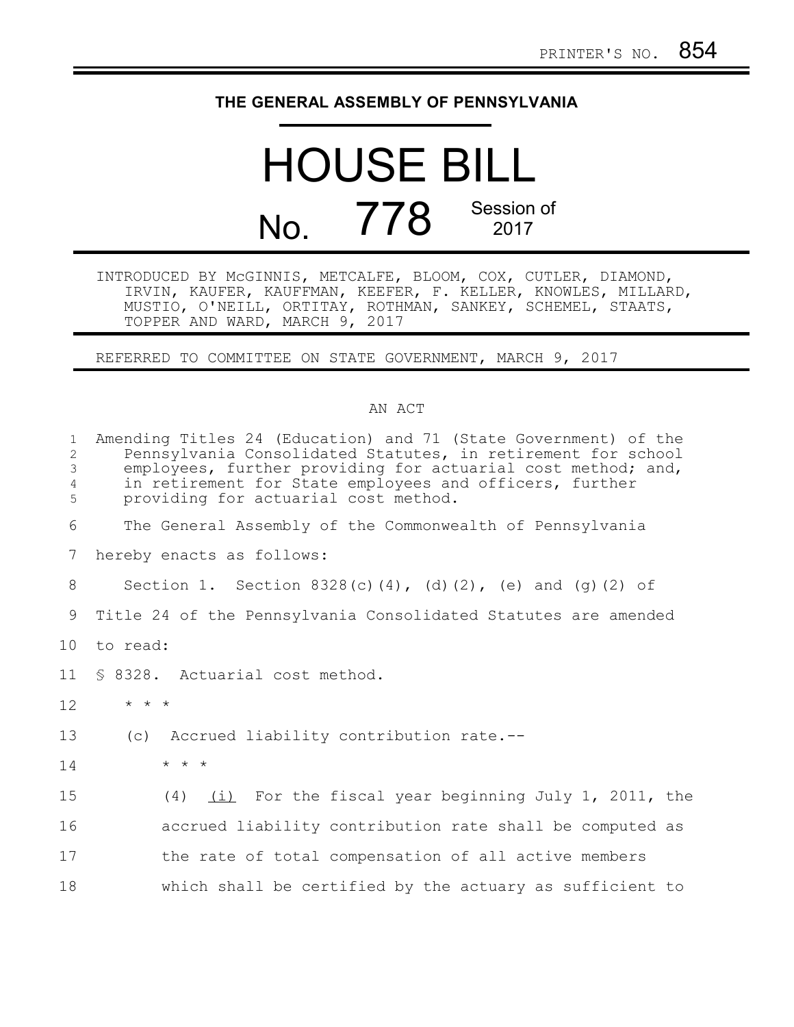PRINTER'S NO. 854

# THE GENERAL ASSEMBLY OF PENNSYLVANIA

# HOUSE BILL

## No. 778 Session of 2017

INTRODUCED BY McGINNIS, METCALFE, BLOOM, COX, CUTLER, DIAMOND, IRVIN, KAUFER, KAUFFMAN, KEEFER, F. KELLER, KNOWLES, MILLARD, MUSTIO, O'NEILL, ORTITAY, ROTHMAN, SANKEY, SCHEMEL, STAATS, TOPPER AND WARD, MARCH 9, 2017

REFERRED TO COMMITTEE ON STATE GOVERNMENT, MARCH 9, 2017

AN ACT

Amending Titles 24 (Education) and 71 (State Government) of the Pennsylvania Consolidated Statutes, in retirement for school employees, further providing for actuarial cost method; and, in retirement for State employees and officers, further providing for actuarial cost method.

The General Assembly of the Commonwealth of Pennsylvania hereby enacts as follows:

Section 1. Section 8328(c)(4), (d)(2), (e) and (g)(2) of Title 24 of the Pennsylvania Consolidated Statutes are amended to read:

§ 8328. Actuarial cost method.

\* \* \*

(c) Accrued liability contribution rate.--

\* \* \*

(4) (i) For the fiscal year beginning July 1, 2011, the accrued liability contribution rate shall be computed as the rate of total compensation of all active members which shall be certified by the actuary as sufficient to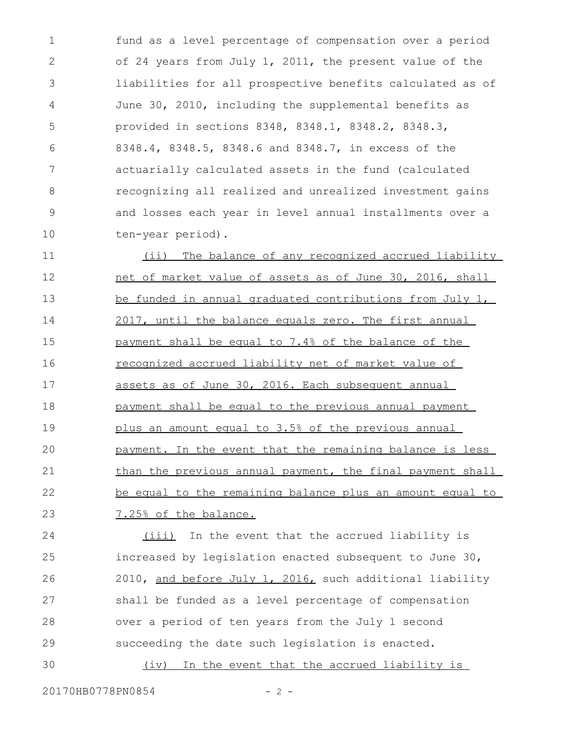fund as a level percentage of compensation over a period of 24 years from July 1, 2011, the present value of the liabilities for all prospective benefits calculated as of June 30, 2010, including the supplemental benefits as provided in sections 8348, 8348.1, 8348.2, 8348.3, 8348.4, 8348.5, 8348.6 and 8348.7, in excess of the actuarially calculated assets in the fund (calculated recognizing all realized and unrealized investment gains and losses each year in level annual installments over a ten-year period).

(ii) The balance of any recognized accrued liability net of market value of assets as of June 30, 2016, shall be funded in annual graduated contributions from July 1, 2017, until the balance equals zero. The first annual payment shall be equal to 7.4% of the balance of the recognized accrued liability net of market value of assets as of June 30, 2016. Each subsequent annual payment shall be equal to the previous annual payment plus an amount equal to 3.5% of the previous annual payment. In the event that the remaining balance is less than the previous annual payment, the final payment shall be equal to the remaining balance plus an amount equal to 7.25% of the balance.

(iii) In the event that the accrued liability is increased by legislation enacted subsequent to June 30, 2010, and before July 1, 2016, such additional liability shall be funded as a level percentage of compensation over a period of ten years from the July 1 second succeeding the date such legislation is enacted.

(iv) In the event that the accrued liability is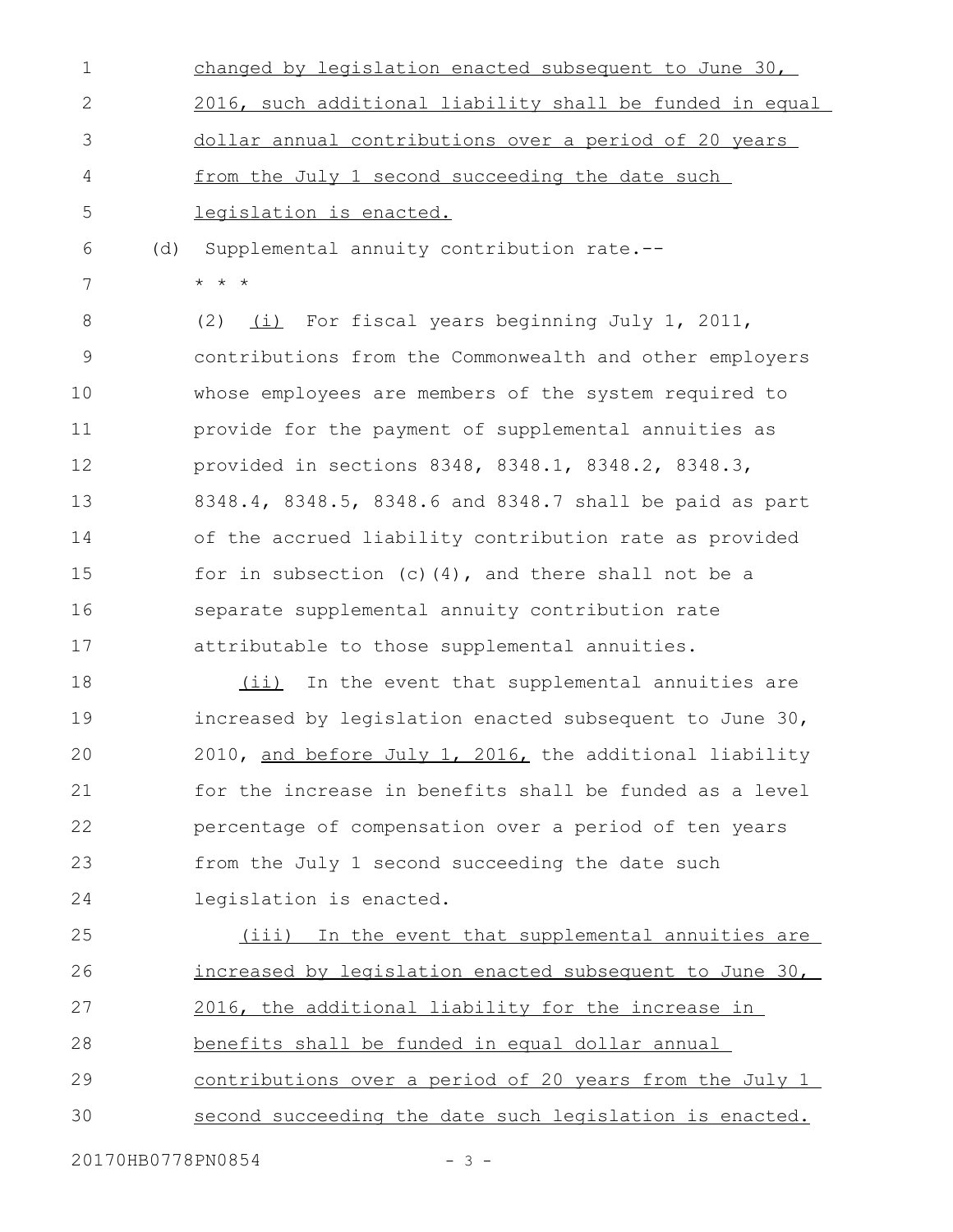changed by legislation enacted subsequent to June 30, 2016, such additional liability shall be funded in equal dollar annual contributions over a period of 20 years from the July 1 second succeeding the date such legislation is enacted.

(d) Supplemental annuity contribution rate.--

* * *

(2) (i) For fiscal years beginning July 1, 2011, contributions from the Commonwealth and other employers whose employees are members of the system required to provide for the payment of supplemental annuities as provided in sections 8348, 8348.1, 8348.2, 8348.3, 8348.4, 8348.5, 8348.6 and 8348.7 shall be paid as part of the accrued liability contribution rate as provided for in subsection (c)(4), and there shall not be a separate supplemental annuity contribution rate attributable to those supplemental annuities.

(ii) In the event that supplemental annuities are increased by legislation enacted subsequent to June 30, 2010, and before July 1, 2016, the additional liability for the increase in benefits shall be funded as a level percentage of compensation over a period of ten years from the July 1 second succeeding the date such legislation is enacted.

(iii) In the event that supplemental annuities are increased by legislation enacted subsequent to June 30, 2016, the additional liability for the increase in benefits shall be funded in equal dollar annual contributions over a period of 20 years from the July 1 second succeeding the date such legislation is enacted.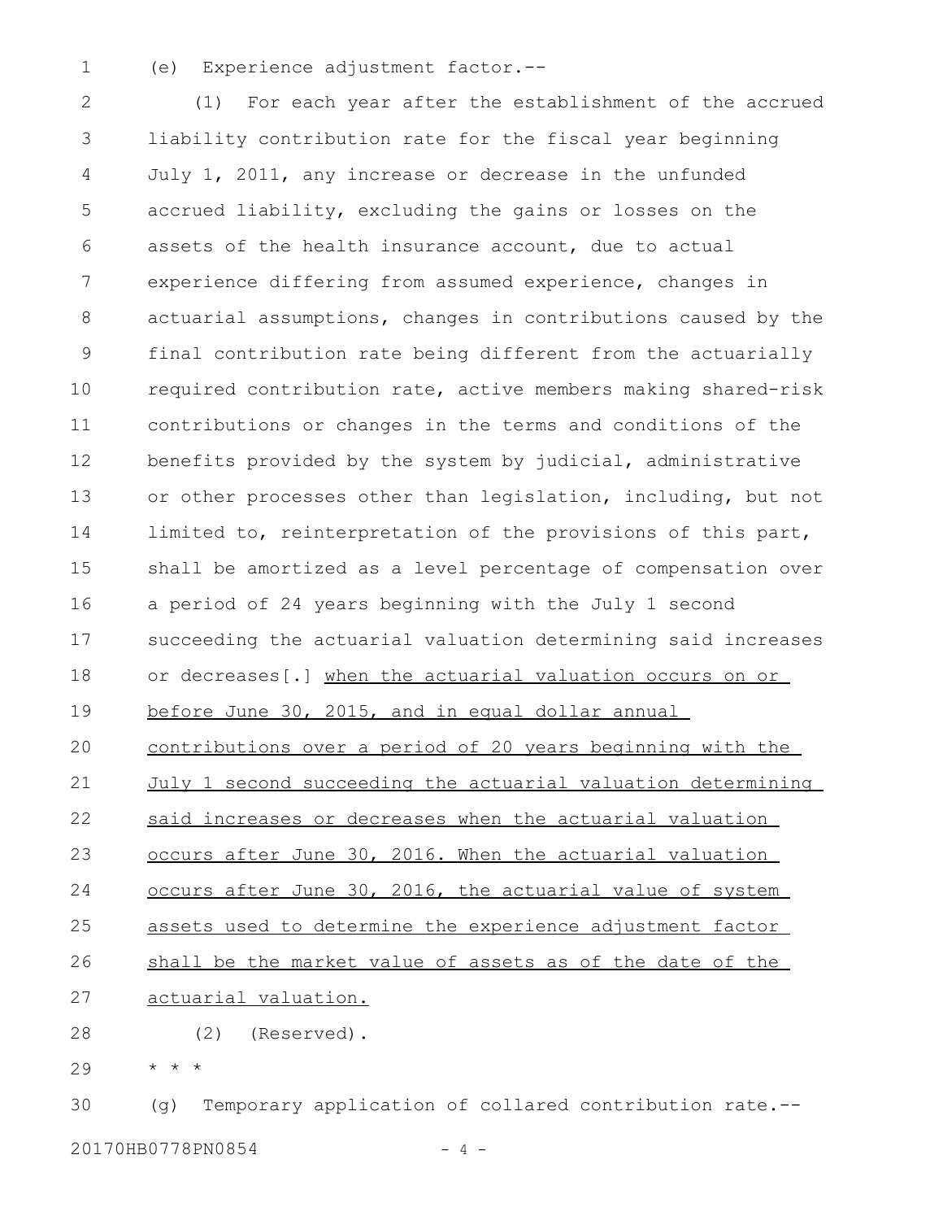(e) Experience adjustment factor.--

(1) For each year after the establishment of the accrued liability contribution rate for the fiscal year beginning July 1, 2011, any increase or decrease in the unfunded accrued liability, excluding the gains or losses on the assets of the health insurance account, due to actual experience differing from assumed experience, changes in actuarial assumptions, changes in contributions caused by the final contribution rate being different from the actuarially required contribution rate, active members making shared-risk contributions or changes in the terms and conditions of the benefits provided by the system by judicial, administrative or other processes other than legislation, including, but not limited to, reinterpretation of the provisions of this part, shall be amortized as a level percentage of compensation over a period of 24 years beginning with the July 1 second succeeding the actuarial valuation determining said increases or decreases[.] <u>when the actuarial valuation occurs on or before June 30, 2015, and in equal dollar annual contributions over a period of 20 years beginning with the July 1 second succeeding the actuarial valuation determining said increases or decreases when the actuarial valuation occurs after June 30, 2016. When the actuarial valuation occurs after June 30, 2016, the actuarial value of system assets used to determine the experience adjustment factor shall be the market value of assets as of the date of the actuarial valuation.</u>

(2) (Reserved).

* * *

(g) Temporary application of collared contribution rate.--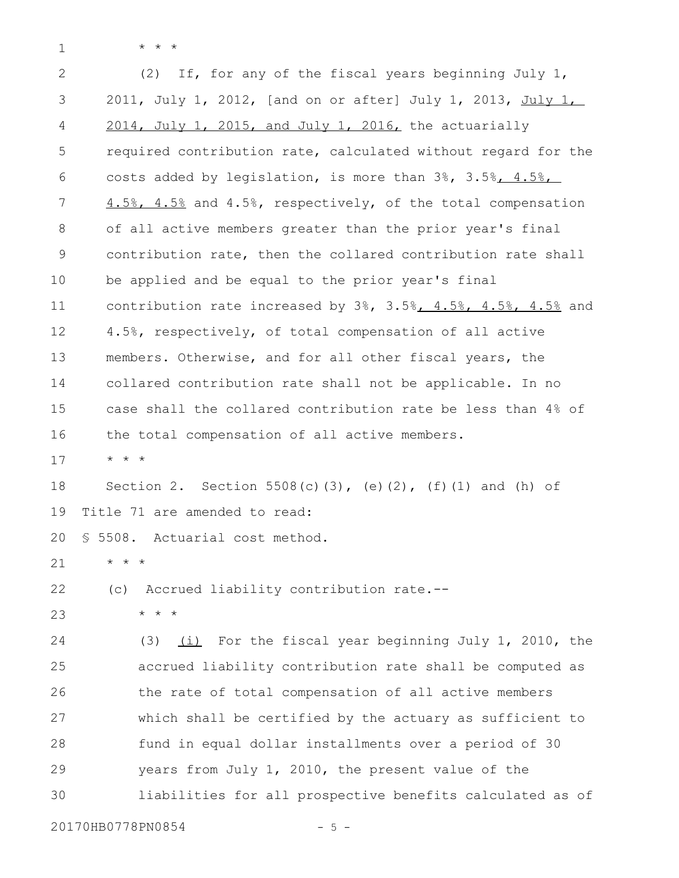\* \* \*

(2) If, for any of the fiscal years beginning July 1, 2011, July 1, 2012, [and on or after] July 1, 2013, July 1, 2014, July 1, 2015, and July 1, 2016, the actuarially required contribution rate, calculated without regard for the costs added by legislation, is more than 3%, 3.5%, 4.5%, 4.5%, 4.5% and 4.5%, respectively, of the total compensation of all active members greater than the prior year's final contribution rate, then the collared contribution rate shall be applied and be equal to the prior year's final contribution rate increased by 3%, 3.5%, 4.5%, 4.5%, 4.5% and 4.5%, respectively, of total compensation of all active members. Otherwise, and for all other fiscal years, the collared contribution rate shall not be applicable. In no case shall the collared contribution rate be less than 4% of the total compensation of all active members.

\* \* \*

Section 2. Section 5508(c)(3), (e)(2), (f)(1) and (h) of Title 71 are amended to read:

§ 5508. Actuarial cost method.

\* \* \*

(c) Accrued liability contribution rate.--

\* \* \*

(3) (i) For the fiscal year beginning July 1, 2010, the accrued liability contribution rate shall be computed as the rate of total compensation of all active members which shall be certified by the actuary as sufficient to fund in equal dollar installments over a period of 30 years from July 1, 2010, the present value of the liabilities for all prospective benefits calculated as of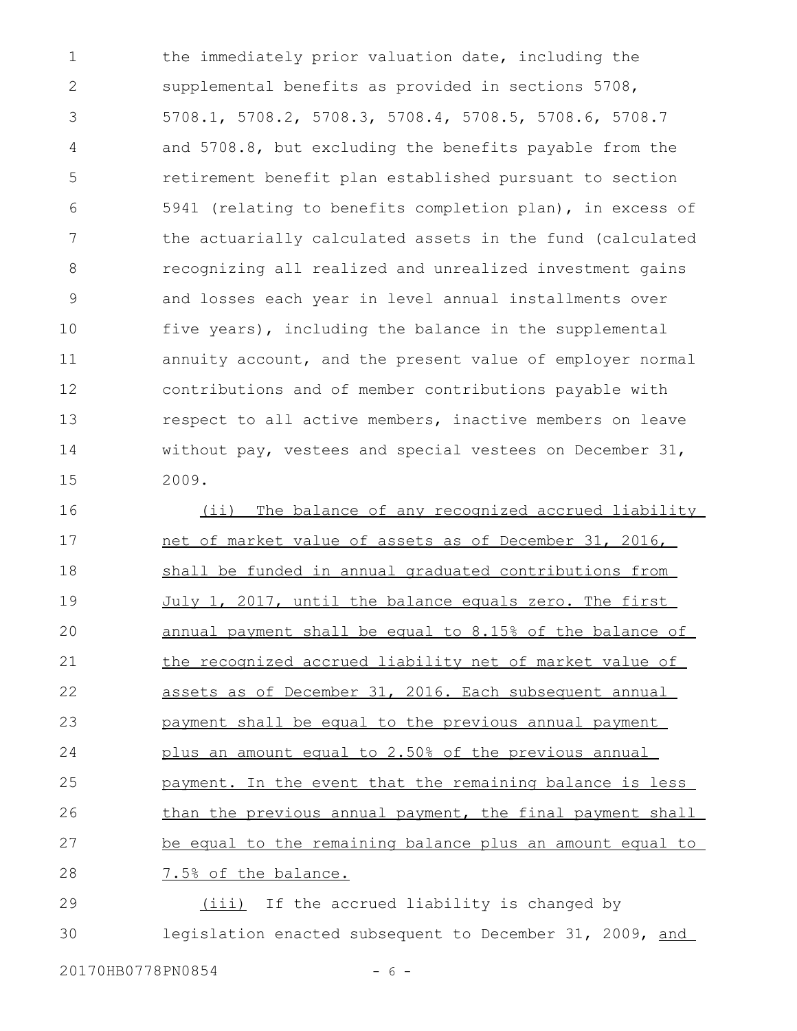the immediately prior valuation date, including the supplemental benefits as provided in sections 5708, 5708.1, 5708.2, 5708.3, 5708.4, 5708.5, 5708.6, 5708.7 and 5708.8, but excluding the benefits payable from the retirement benefit plan established pursuant to section 5941 (relating to benefits completion plan), in excess of the actuarially calculated assets in the fund (calculated recognizing all realized and unrealized investment gains and losses each year in level annual installments over five years), including the balance in the supplemental annuity account, and the present value of employer normal contributions and of member contributions payable with respect to all active members, inactive members on leave without pay, vestees and special vestees on December 31, 2009.

(ii) The balance of any recognized accrued liability net of market value of assets as of December 31, 2016, shall be funded in annual graduated contributions from July 1, 2017, until the balance equals zero. The first annual payment shall be equal to 8.15% of the balance of the recognized accrued liability net of market value of assets as of December 31, 2016. Each subsequent annual payment shall be equal to the previous annual payment plus an amount equal to 2.50% of the previous annual payment. In the event that the remaining balance is less than the previous annual payment, the final payment shall be equal to the remaining balance plus an amount equal to 7.5% of the balance.

(iii) If the accrued liability is changed by legislation enacted subsequent to December 31, 2009, and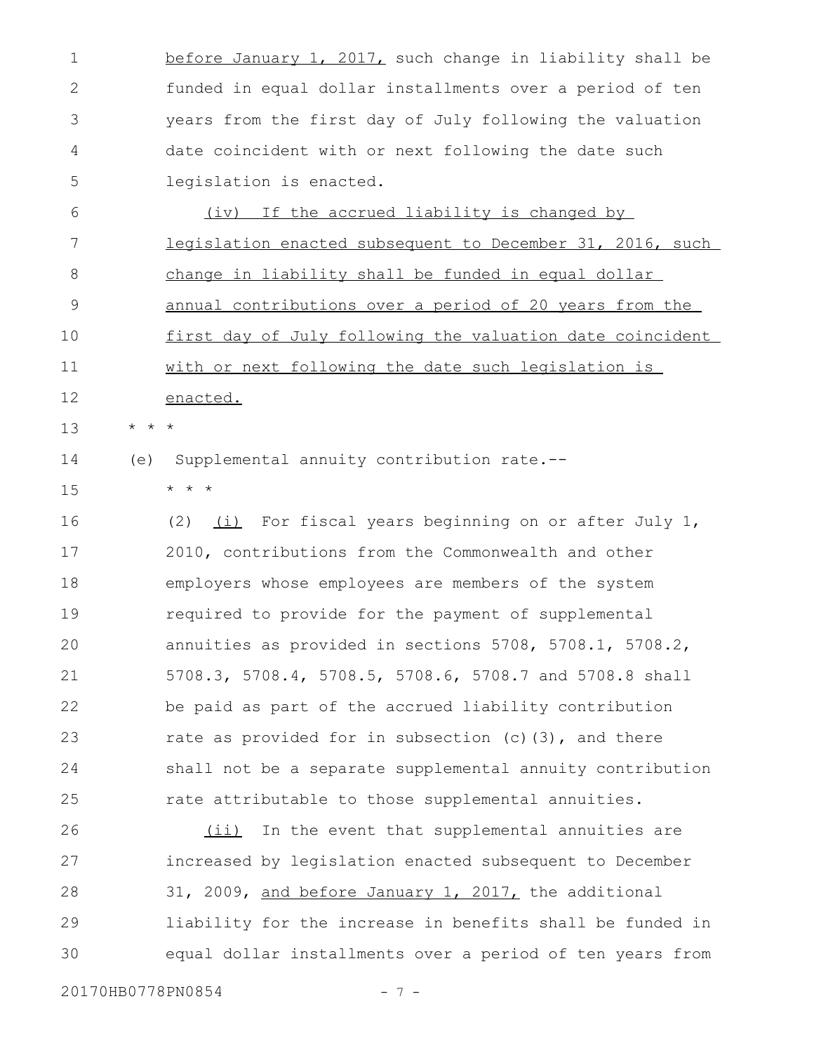before January 1, 2017, such change in liability shall be funded in equal dollar installments over a period of ten years from the first day of July following the valuation date coincident with or next following the date such legislation is enacted.

(iv) If the accrued liability is changed by legislation enacted subsequent to December 31, 2016, such change in liability shall be funded in equal dollar annual contributions over a period of 20 years from the first day of July following the valuation date coincident with or next following the date such legislation is enacted.

* * *

(e) Supplemental annuity contribution rate.--

* * *

(2) (i) For fiscal years beginning on or after July 1, 2010, contributions from the Commonwealth and other employers whose employees are members of the system required to provide for the payment of supplemental annuities as provided in sections 5708, 5708.1, 5708.2, 5708.3, 5708.4, 5708.5, 5708.6, 5708.7 and 5708.8 shall be paid as part of the accrued liability contribution rate as provided for in subsection (c)(3), and there shall not be a separate supplemental annuity contribution rate attributable to those supplemental annuities.

(ii) In the event that supplemental annuities are increased by legislation enacted subsequent to December 31, 2009, and before January 1, 2017, the additional liability for the increase in benefits shall be funded in equal dollar installments over a period of ten years from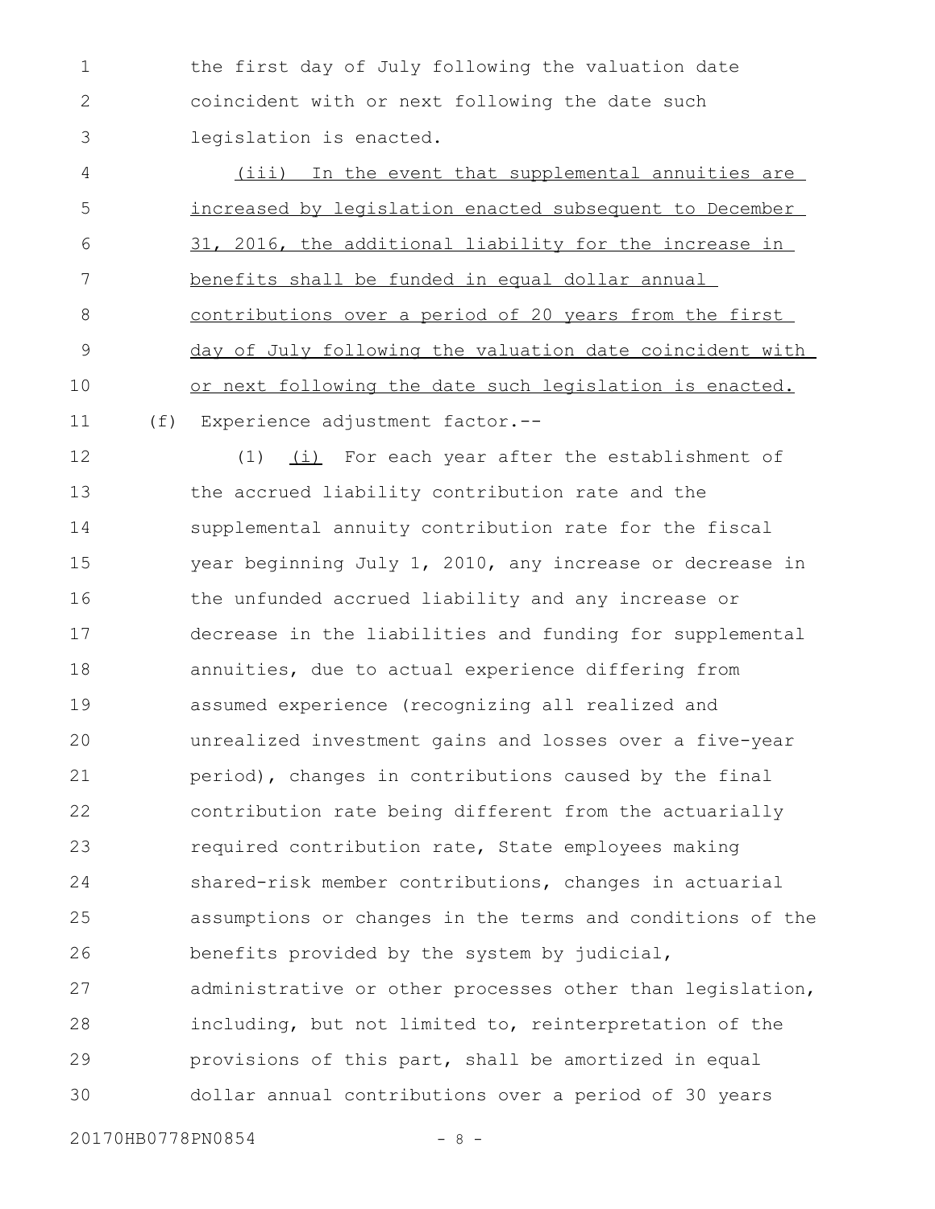the first day of July following the valuation date coincident with or next following the date such legislation is enacted.

(iii) In the event that supplemental annuities are increased by legislation enacted subsequent to December 31, 2016, the additional liability for the increase in benefits shall be funded in equal dollar annual contributions over a period of 20 years from the first day of July following the valuation date coincident with or next following the date such legislation is enacted.

(f) Experience adjustment factor.--

(1) (i) For each year after the establishment of the accrued liability contribution rate and the supplemental annuity contribution rate for the fiscal year beginning July 1, 2010, any increase or decrease in the unfunded accrued liability and any increase or decrease in the liabilities and funding for supplemental annuities, due to actual experience differing from assumed experience (recognizing all realized and unrealized investment gains and losses over a five-year period), changes in contributions caused by the final contribution rate being different from the actuarially required contribution rate, State employees making shared-risk member contributions, changes in actuarial assumptions or changes in the terms and conditions of the benefits provided by the system by judicial, administrative or other processes other than legislation, including, but not limited to, reinterpretation of the provisions of this part, shall be amortized in equal dollar annual contributions over a period of 30 years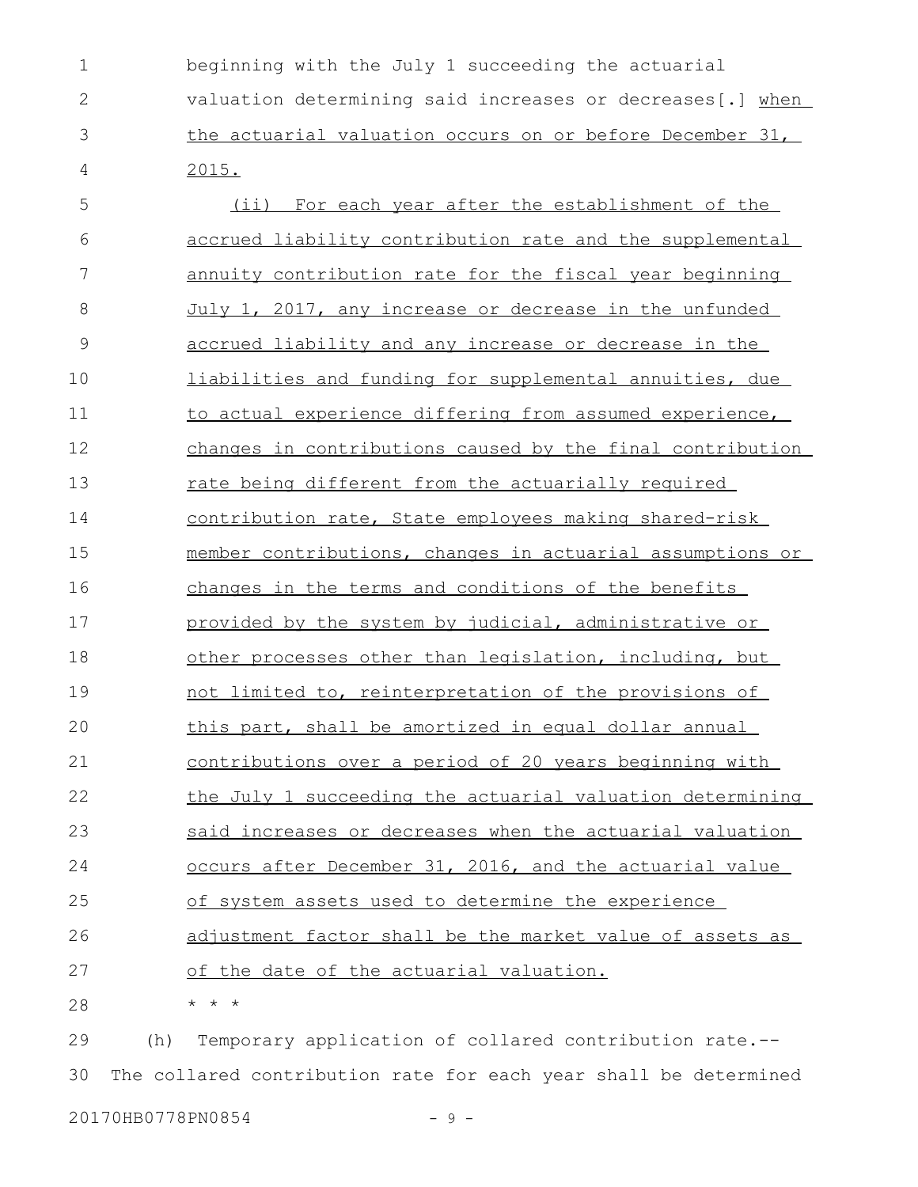beginning with the July 1 succeeding the actuarial valuation determining said increases or decreases[.] when the actuarial valuation occurs on or before December 31, 2015.

(ii) For each year after the establishment of the accrued liability contribution rate and the supplemental annuity contribution rate for the fiscal year beginning July 1, 2017, any increase or decrease in the unfunded accrued liability and any increase or decrease in the liabilities and funding for supplemental annuities, due to actual experience differing from assumed experience, changes in contributions caused by the final contribution rate being different from the actuarially required contribution rate, State employees making shared-risk member contributions, changes in actuarial assumptions or changes in the terms and conditions of the benefits provided by the system by judicial, administrative or other processes other than legislation, including, but not limited to, reinterpretation of the provisions of this part, shall be amortized in equal dollar annual contributions over a period of 20 years beginning with the July 1 succeeding the actuarial valuation determining said increases or decreases when the actuarial valuation occurs after December 31, 2016, and the actuarial value of system assets used to determine the experience adjustment factor shall be the market value of assets as of the date of the actuarial valuation.

\* \* \*

(h) Temporary application of collared contribution rate.-- The collared contribution rate for each year shall be determined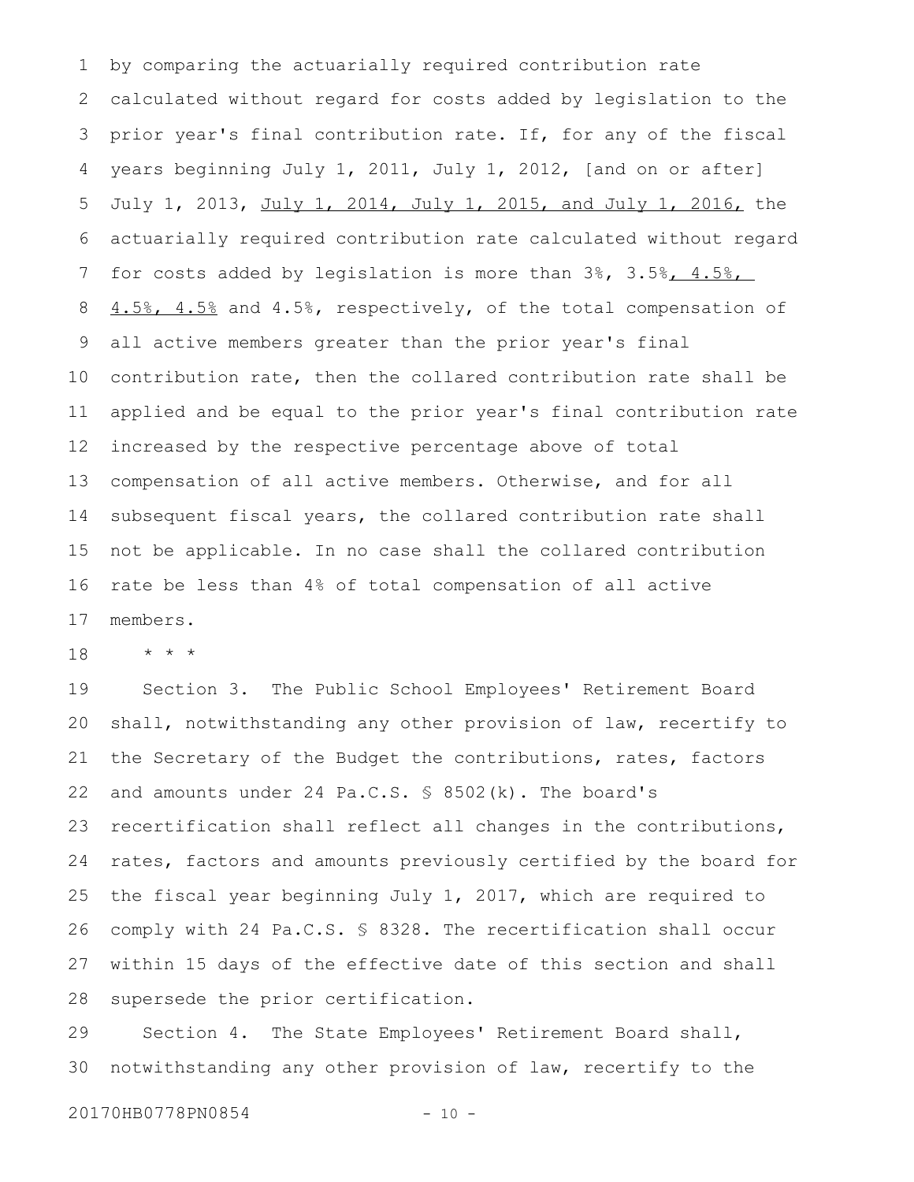by comparing the actuarially required contribution rate calculated without regard for costs added by legislation to the prior year's final contribution rate. If, for any of the fiscal years beginning July 1, 2011, July 1, 2012, [and on or after] July 1, 2013, July 1, 2014, July 1, 2015, and July 1, 2016, the actuarially required contribution rate calculated without regard for costs added by legislation is more than 3%, 3.5%, 4.5%, 4.5%, 4.5% and 4.5%, respectively, of the total compensation of all active members greater than the prior year's final contribution rate, then the collared contribution rate shall be applied and be equal to the prior year's final contribution rate increased by the respective percentage above of total compensation of all active members. Otherwise, and for all subsequent fiscal years, the collared contribution rate shall not be applicable. In no case shall the collared contribution rate be less than 4% of total compensation of all active members.

\* \* \*

Section 3. The Public School Employees' Retirement Board shall, notwithstanding any other provision of law, recertify to the Secretary of the Budget the contributions, rates, factors and amounts under 24 Pa.C.S. § 8502(k). The board's recertification shall reflect all changes in the contributions, rates, factors and amounts previously certified by the board for the fiscal year beginning July 1, 2017, which are required to comply with 24 Pa.C.S. § 8328. The recertification shall occur within 15 days of the effective date of this section and shall supersede the prior certification.

Section 4. The State Employees' Retirement Board shall, notwithstanding any other provision of law, recertify to the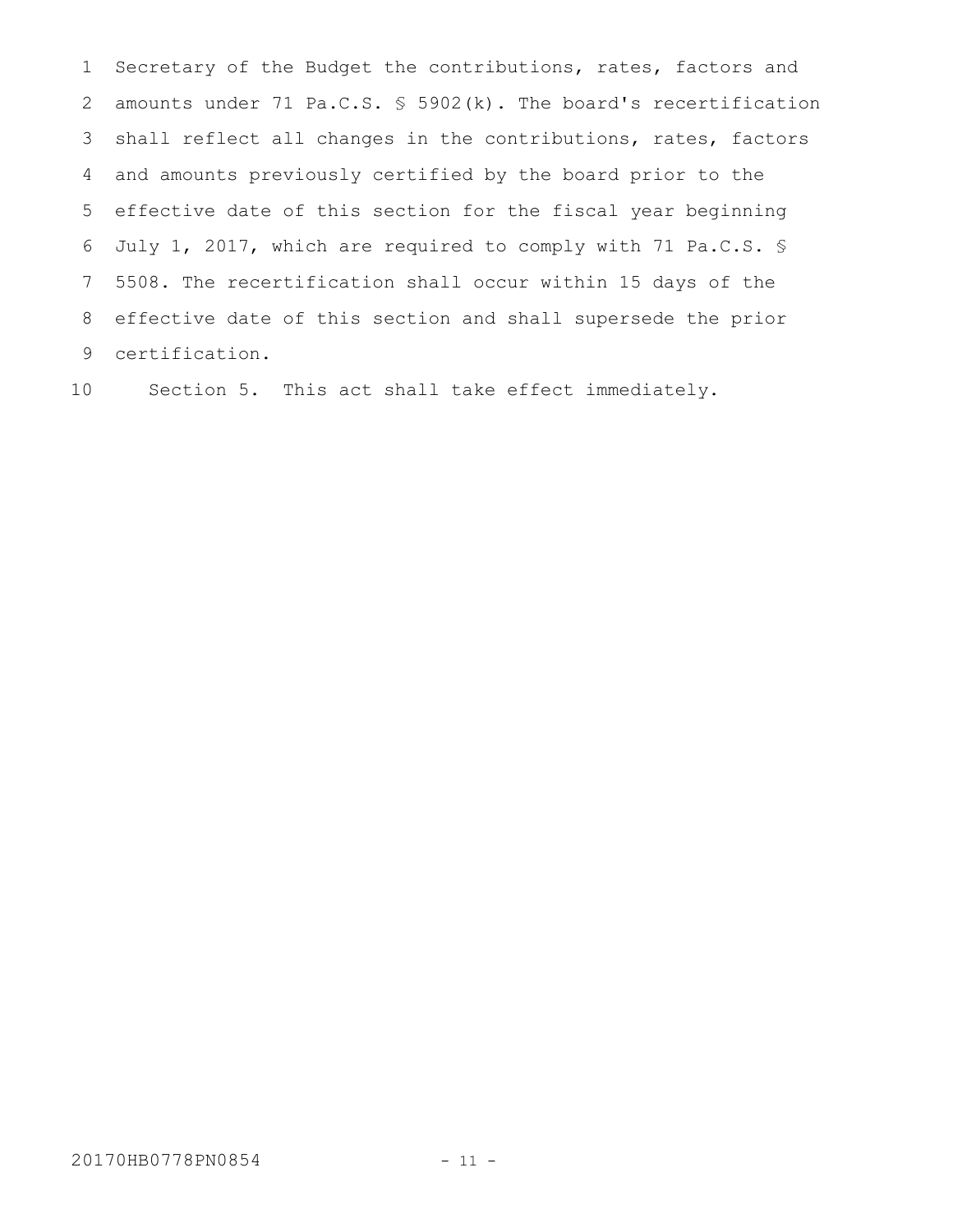Secretary of the Budget the contributions, rates, factors and amounts under 71 Pa.C.S. § 5902(k). The board's recertification shall reflect all changes in the contributions, rates, factors and amounts previously certified by the board prior to the effective date of this section for the fiscal year beginning July 1, 2017, which are required to comply with 71 Pa.C.S. § 5508. The recertification shall occur within 15 days of the effective date of this section and shall supersede the prior certification.

Section 5. This act shall take effect immediately.